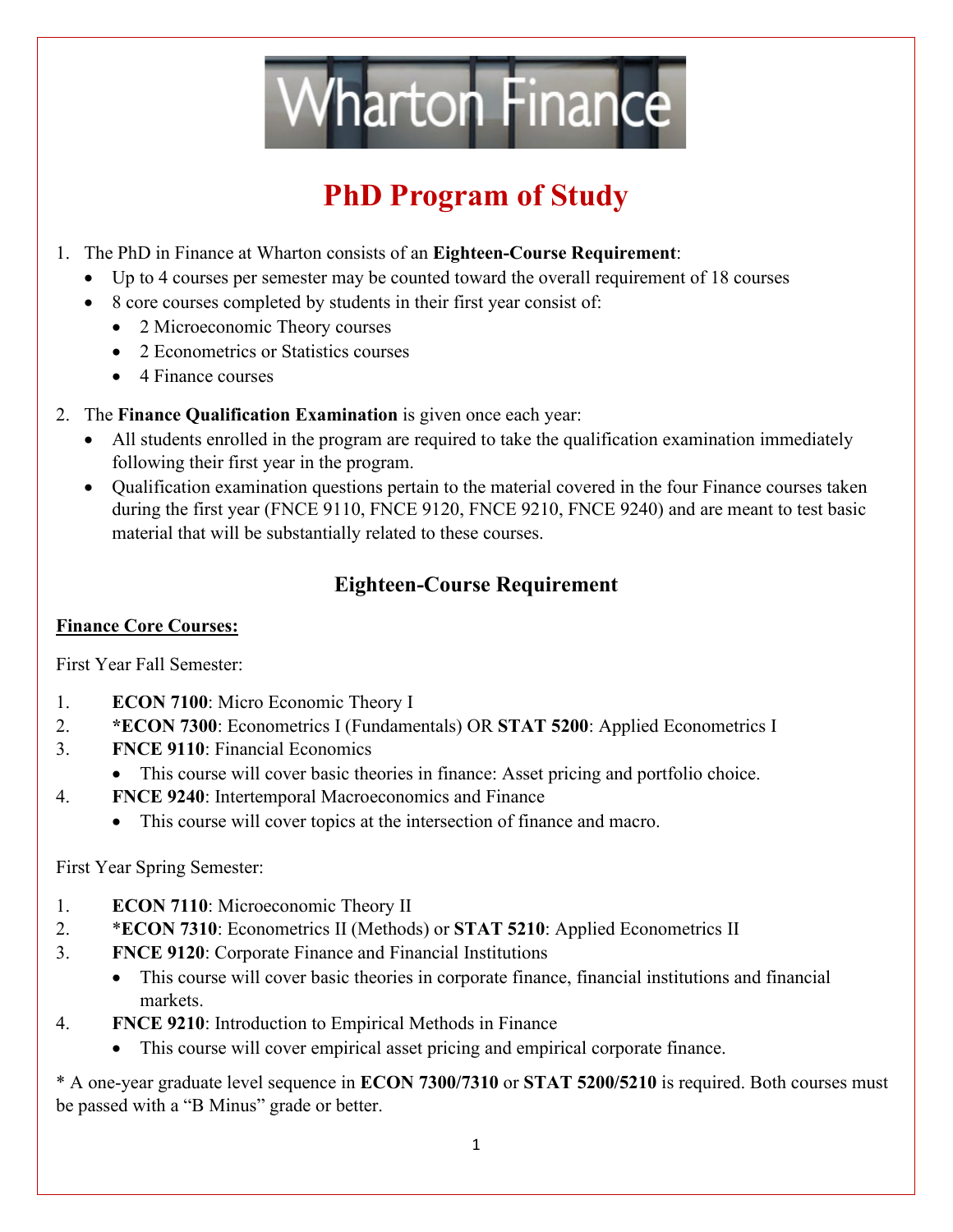Wharton Finance

# PhD Program of Study

1. The PhD in Finance at Wharton consists of an **Eighteen-Course Requirement**:
   - Up to 4 courses per semester may be counted toward the overall requirement of 18 courses
   - 8 core courses completed by students in their first year consist of:
     - 2 Microeconomic Theory courses
     - 2 Econometrics or Statistics courses
     - 4 Finance courses

2. The **Finance Qualification Examination** is given once each year:
   - All students enrolled in the program are required to take the qualification examination immediately following their first year in the program.
   - Qualification examination questions pertain to the material covered in the four Finance courses taken during the first year (FNCE 9110, FNCE 9120, FNCE 9210, FNCE 9240) and are meant to test basic material that will be substantially related to these courses.

## Eighteen-Course Requirement

**Finance Core Courses:**

First Year Fall Semester:

1. **ECON 7100**: Micro Economic Theory I
2. ***ECON 7300**: Econometrics I (Fundamentals) OR **STAT 5200**: Applied Econometrics I
3. **FNCE 9110**: Financial Economics
   - This course will cover basic theories in finance: Asset pricing and portfolio choice.
4. **FNCE 9240**: Intertemporal Macroeconomics and Finance
   - This course will cover topics at the intersection of finance and macro.

First Year Spring Semester:

1. **ECON 7110**: Microeconomic Theory II
2. ***ECON 7310**: Econometrics II (Methods) or **STAT 5210**: Applied Econometrics II
3. **FNCE 9120**: Corporate Finance and Financial Institutions
   - This course will cover basic theories in corporate finance, financial institutions and financial markets.
4. **FNCE 9210**: Introduction to Empirical Methods in Finance
   - This course will cover empirical asset pricing and empirical corporate finance.

* A one-year graduate level sequence in **ECON 7300/7310** or **STAT 5200/5210** is required. Both courses must be passed with a "B Minus" grade or better.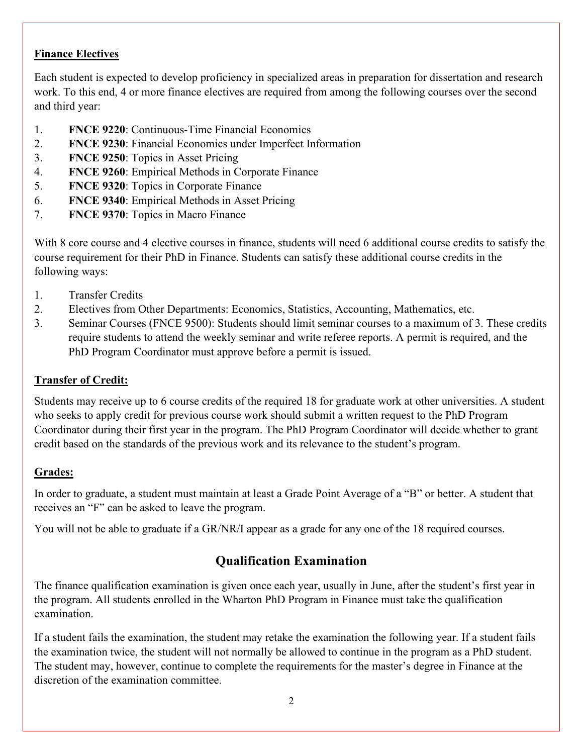**Finance Electives**

Each student is expected to develop proficiency in specialized areas in preparation for dissertation and research work. To this end, 4 or more finance electives are required from among the following courses over the second and third year:

1. **FNCE 9220**: Continuous-Time Financial Economics
2. **FNCE 9230**: Financial Economics under Imperfect Information
3. **FNCE 9250**: Topics in Asset Pricing
4. **FNCE 9260**: Empirical Methods in Corporate Finance
5. **FNCE 9320**: Topics in Corporate Finance
6. **FNCE 9340**: Empirical Methods in Asset Pricing
7. **FNCE 9370**: Topics in Macro Finance

With 8 core course and 4 elective courses in finance, students will need 6 additional course credits to satisfy the course requirement for their PhD in Finance. Students can satisfy these additional course credits in the following ways:

1. Transfer Credits
2. Electives from Other Departments: Economics, Statistics, Accounting, Mathematics, etc.
3. Seminar Courses (FNCE 9500): Students should limit seminar courses to a maximum of 3. These credits require students to attend the weekly seminar and write referee reports. A permit is required, and the PhD Program Coordinator must approve before a permit is issued.

**Transfer of Credit:**

Students may receive up to 6 course credits of the required 18 for graduate work at other universities. A student who seeks to apply credit for previous course work should submit a written request to the PhD Program Coordinator during their first year in the program. The PhD Program Coordinator will decide whether to grant credit based on the standards of the previous work and its relevance to the student's program.

**Grades:**

In order to graduate, a student must maintain at least a Grade Point Average of a "B" or better. A student that receives an "F" can be asked to leave the program.

You will not be able to graduate if a GR/NR/I appear as a grade for any one of the 18 required courses.

## Qualification Examination

The finance qualification examination is given once each year, usually in June, after the student's first year in the program. All students enrolled in the Wharton PhD Program in Finance must take the qualification examination.

If a student fails the examination, the student may retake the examination the following year. If a student fails the examination twice, the student will not normally be allowed to continue in the program as a PhD student. The student may, however, continue to complete the requirements for the master's degree in Finance at the discretion of the examination committee.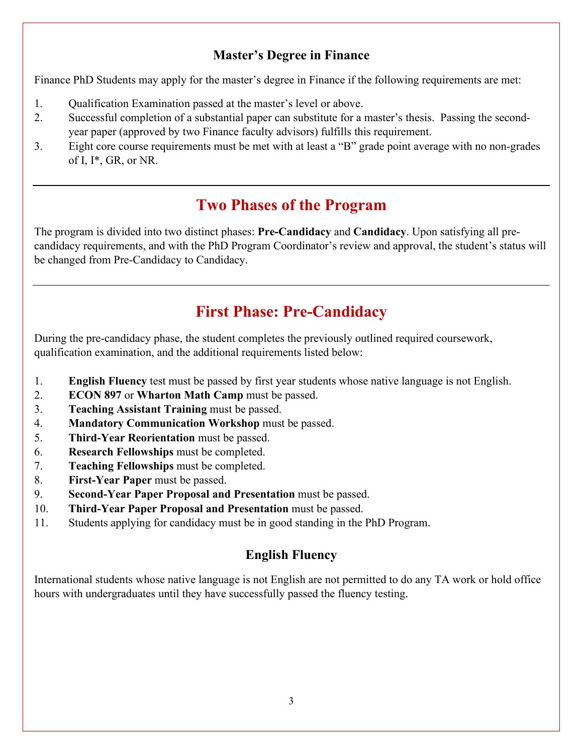### Master's Degree in Finance

Finance PhD Students may apply for the master's degree in Finance if the following requirements are met:

1. Qualification Examination passed at the master's level or above.
2. Successful completion of a substantial paper can substitute for a master's thesis. Passing the second-year paper (approved by two Finance faculty advisors) fulfills this requirement.
3. Eight core course requirements must be met with at least a "B" grade point average with no non-grades of I, I*, GR, or NR.

---

## Two Phases of the Program

The program is divided into two distinct phases: **Pre-Candidacy** and **Candidacy**. Upon satisfying all pre-candidacy requirements, and with the PhD Program Coordinator's review and approval, the student's status will be changed from Pre-Candidacy to Candidacy.

---

## First Phase: Pre-Candidacy

During the pre-candidacy phase, the student completes the previously outlined required coursework, qualification examination, and the additional requirements listed below:

1. **English Fluency** test must be passed by first year students whose native language is not English.
2. **ECON 897** or **Wharton Math Camp** must be passed.
3. **Teaching Assistant Training** must be passed.
4. **Mandatory Communication Workshop** must be passed.
5. **Third-Year Reorientation** must be passed.
6. **Research Fellowships** must be completed.
7. **Teaching Fellowships** must be completed.
8. **First-Year Paper** must be passed.
9. **Second-Year Paper Proposal and Presentation** must be passed.
10. **Third-Year Paper Proposal and Presentation** must be passed.
11. Students applying for candidacy must be in good standing in the PhD Program.

### English Fluency

International students whose native language is not English are not permitted to do any TA work or hold office hours with undergraduates until they have successfully passed the fluency testing.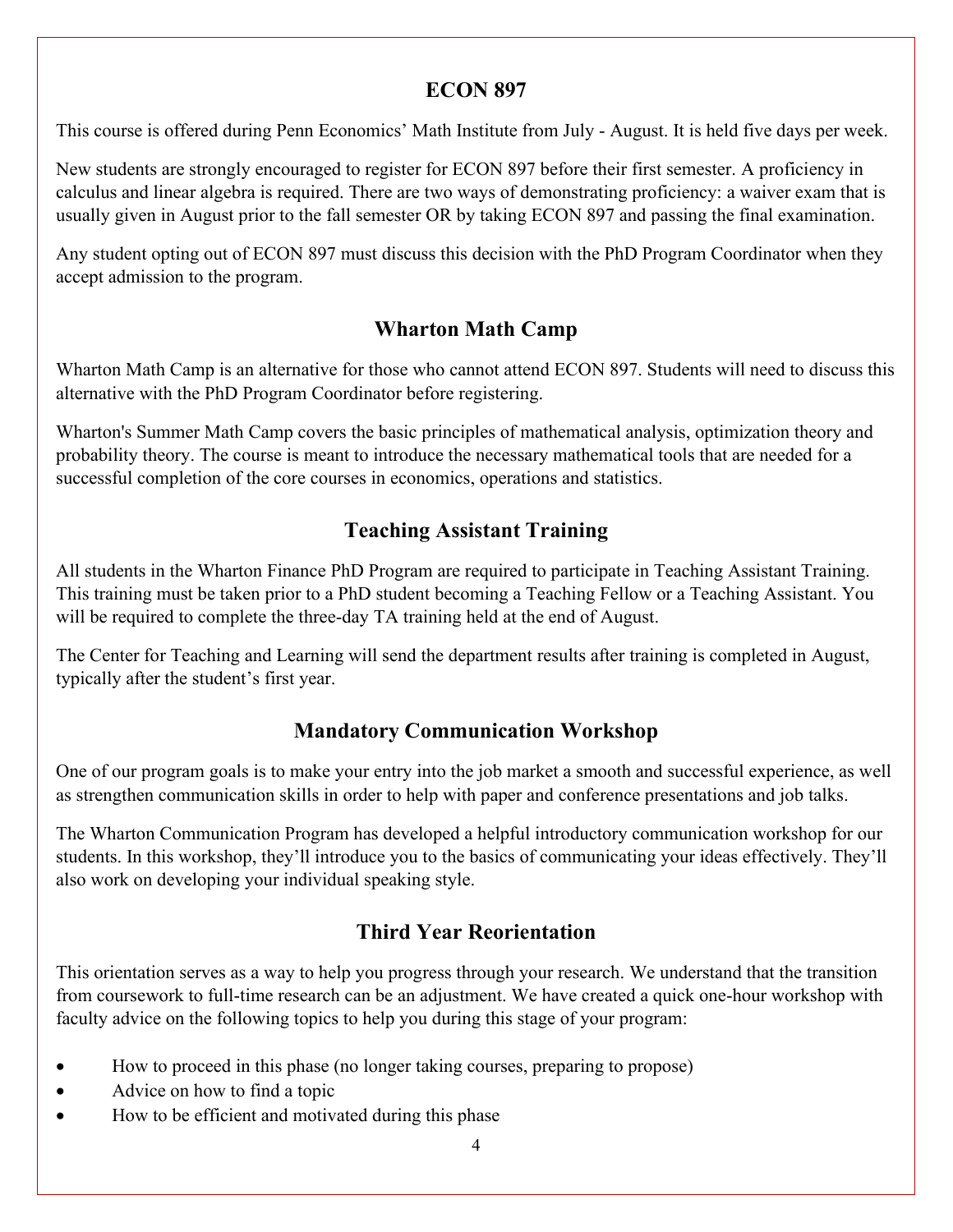## ECON 897

This course is offered during Penn Economics' Math Institute from July - August. It is held five days per week.

New students are strongly encouraged to register for ECON 897 before their first semester. A proficiency in calculus and linear algebra is required. There are two ways of demonstrating proficiency: a waiver exam that is usually given in August prior to the fall semester OR by taking ECON 897 and passing the final examination.

Any student opting out of ECON 897 must discuss this decision with the PhD Program Coordinator when they accept admission to the program.

## Wharton Math Camp

Wharton Math Camp is an alternative for those who cannot attend ECON 897. Students will need to discuss this alternative with the PhD Program Coordinator before registering.

Wharton's Summer Math Camp covers the basic principles of mathematical analysis, optimization theory and probability theory. The course is meant to introduce the necessary mathematical tools that are needed for a successful completion of the core courses in economics, operations and statistics.

## Teaching Assistant Training

All students in the Wharton Finance PhD Program are required to participate in Teaching Assistant Training. This training must be taken prior to a PhD student becoming a Teaching Fellow or a Teaching Assistant. You will be required to complete the three-day TA training held at the end of August.

The Center for Teaching and Learning will send the department results after training is completed in August, typically after the student's first year.

## Mandatory Communication Workshop

One of our program goals is to make your entry into the job market a smooth and successful experience, as well as strengthen communication skills in order to help with paper and conference presentations and job talks.

The Wharton Communication Program has developed a helpful introductory communication workshop for our students. In this workshop, they'll introduce you to the basics of communicating your ideas effectively. They'll also work on developing your individual speaking style.

## Third Year Reorientation

This orientation serves as a way to help you progress through your research. We understand that the transition from coursework to full-time research can be an adjustment. We have created a quick one-hour workshop with faculty advice on the following topics to help you during this stage of your program:

- How to proceed in this phase (no longer taking courses, preparing to propose)
- Advice on how to find a topic
- How to be efficient and motivated during this phase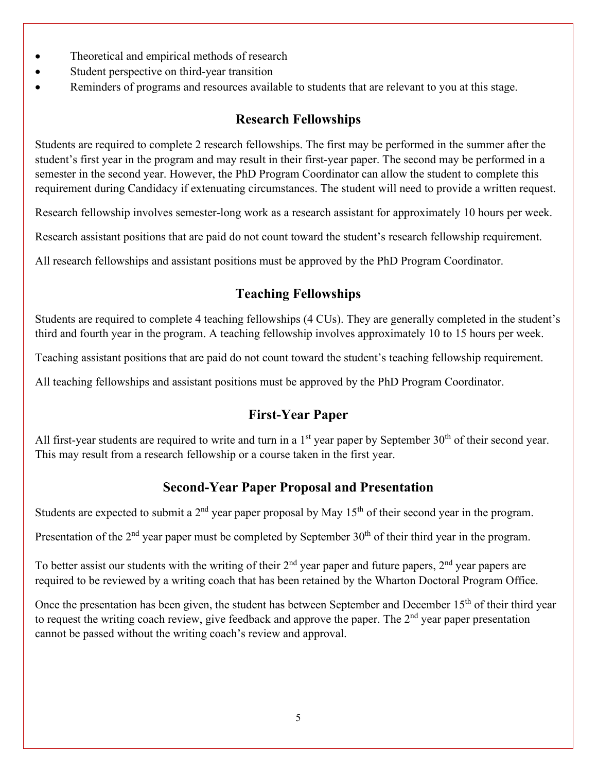- Theoretical and empirical methods of research
- Student perspective on third-year transition
- Reminders of programs and resources available to students that are relevant to you at this stage.

## Research Fellowships

Students are required to complete 2 research fellowships. The first may be performed in the summer after the student's first year in the program and may result in their first-year paper. The second may be performed in a semester in the second year. However, the PhD Program Coordinator can allow the student to complete this requirement during Candidacy if extenuating circumstances. The student will need to provide a written request.

Research fellowship involves semester-long work as a research assistant for approximately 10 hours per week.

Research assistant positions that are paid do not count toward the student's research fellowship requirement.

All research fellowships and assistant positions must be approved by the PhD Program Coordinator.

## Teaching Fellowships

Students are required to complete 4 teaching fellowships (4 CUs). They are generally completed in the student's third and fourth year in the program. A teaching fellowship involves approximately 10 to 15 hours per week.

Teaching assistant positions that are paid do not count toward the student's teaching fellowship requirement.

All teaching fellowships and assistant positions must be approved by the PhD Program Coordinator.

## First-Year Paper

All first-year students are required to write and turn in a 1st year paper by September 30th of their second year. This may result from a research fellowship or a course taken in the first year.

## Second-Year Paper Proposal and Presentation

Students are expected to submit a 2nd year paper proposal by May 15th of their second year in the program.

Presentation of the 2nd year paper must be completed by September 30th of their third year in the program.

To better assist our students with the writing of their 2nd year paper and future papers, 2nd year papers are required to be reviewed by a writing coach that has been retained by the Wharton Doctoral Program Office.

Once the presentation has been given, the student has between September and December 15th of their third year to request the writing coach review, give feedback and approve the paper. The 2nd year paper presentation cannot be passed without the writing coach's review and approval.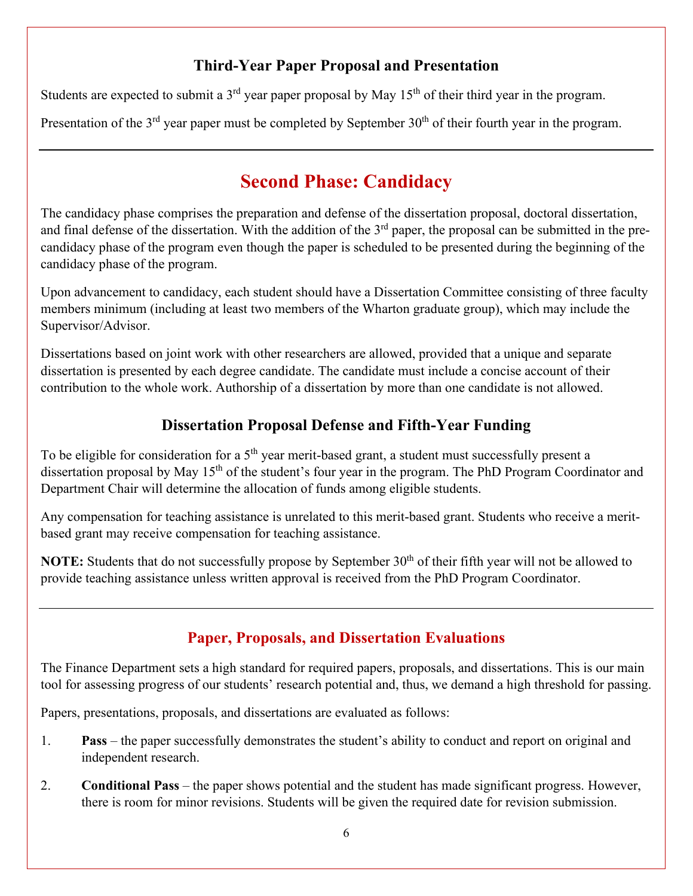### Third-Year Paper Proposal and Presentation

Students are expected to submit a 3rd year paper proposal by May 15th of their third year in the program.

Presentation of the 3rd year paper must be completed by September 30th of their fourth year in the program.

---

## Second Phase: Candidacy

The candidacy phase comprises the preparation and defense of the dissertation proposal, doctoral dissertation, and final defense of the dissertation. With the addition of the 3rd paper, the proposal can be submitted in the pre-candidacy phase of the program even though the paper is scheduled to be presented during the beginning of the candidacy phase of the program.

Upon advancement to candidacy, each student should have a Dissertation Committee consisting of three faculty members minimum (including at least two members of the Wharton graduate group), which may include the Supervisor/Advisor.

Dissertations based on joint work with other researchers are allowed, provided that a unique and separate dissertation is presented by each degree candidate. The candidate must include a concise account of their contribution to the whole work. Authorship of a dissertation by more than one candidate is not allowed.

### Dissertation Proposal Defense and Fifth-Year Funding

To be eligible for consideration for a 5th year merit-based grant, a student must successfully present a dissertation proposal by May 15th of the student's four year in the program. The PhD Program Coordinator and Department Chair will determine the allocation of funds among eligible students.

Any compensation for teaching assistance is unrelated to this merit-based grant. Students who receive a merit-based grant may receive compensation for teaching assistance.

**NOTE:** Students that do not successfully propose by September 30th of their fifth year will not be allowed to provide teaching assistance unless written approval is received from the PhD Program Coordinator.

---

### Paper, Proposals, and Dissertation Evaluations

The Finance Department sets a high standard for required papers, proposals, and dissertations. This is our main tool for assessing progress of our students' research potential and, thus, we demand a high threshold for passing.

Papers, presentations, proposals, and dissertations are evaluated as follows:

1. **Pass** – the paper successfully demonstrates the student's ability to conduct and report on original and independent research.
2. **Conditional Pass** – the paper shows potential and the student has made significant progress. However, there is room for minor revisions. Students will be given the required date for revision submission.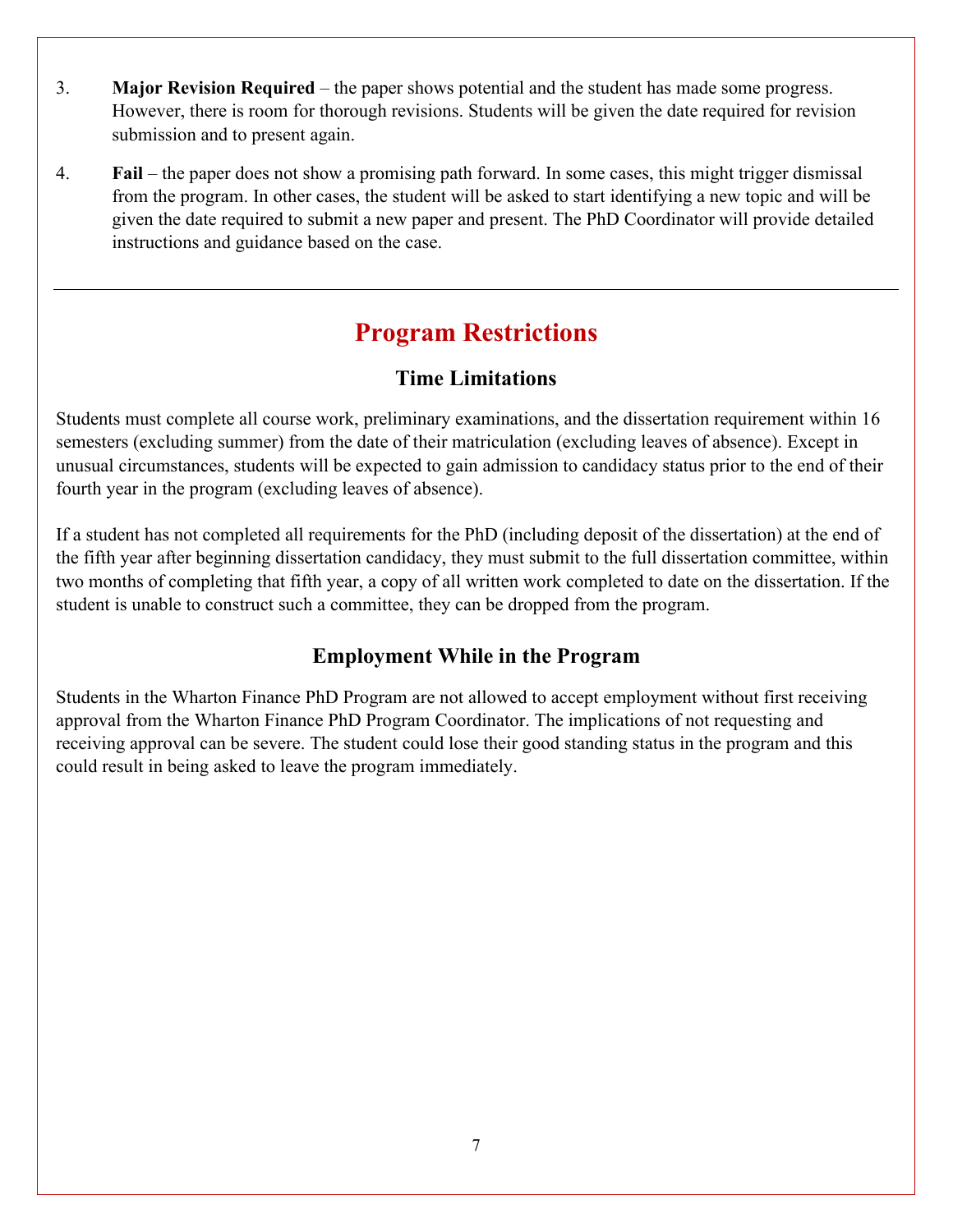3. **Major Revision Required** – the paper shows potential and the student has made some progress. However, there is room for thorough revisions. Students will be given the date required for revision submission and to present again.

4. **Fail** – the paper does not show a promising path forward. In some cases, this might trigger dismissal from the program. In other cases, the student will be asked to start identifying a new topic and will be given the date required to submit a new paper and present. The PhD Coordinator will provide detailed instructions and guidance based on the case.

---

# Program Restrictions

## Time Limitations

Students must complete all course work, preliminary examinations, and the dissertation requirement within 16 semesters (excluding summer) from the date of their matriculation (excluding leaves of absence). Except in unusual circumstances, students will be expected to gain admission to candidacy status prior to the end of their fourth year in the program (excluding leaves of absence).

If a student has not completed all requirements for the PhD (including deposit of the dissertation) at the end of the fifth year after beginning dissertation candidacy, they must submit to the full dissertation committee, within two months of completing that fifth year, a copy of all written work completed to date on the dissertation. If the student is unable to construct such a committee, they can be dropped from the program.

## Employment While in the Program

Students in the Wharton Finance PhD Program are not allowed to accept employment without first receiving approval from the Wharton Finance PhD Program Coordinator. The implications of not requesting and receiving approval can be severe. The student could lose their good standing status in the program and this could result in being asked to leave the program immediately.